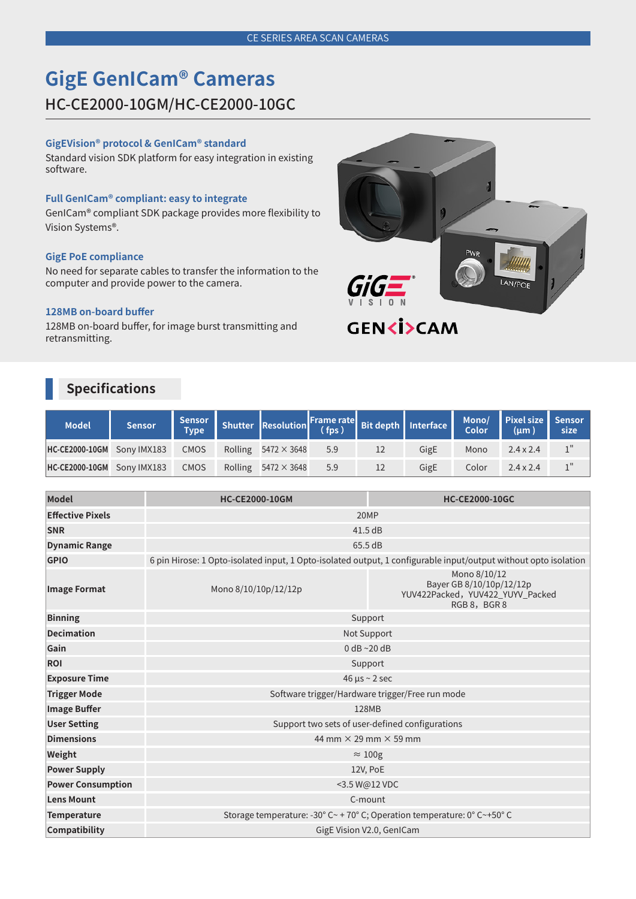CE SERIES AREA SCAN CAMERAS

# GigE GenICam® Cameras

## HC-CE2000-10GM/HC-CE2000-10GC

### GigEVision® protocol & GenICam® standard

Standard vision SDK platform for easy integration in existing software.

### Full GenICam® compliant: easy to integrate

GenICam® compliant SDK package provides more flexibility to Vision Systems®.

### GigE PoE compliance

No need for separate cables to transfer the information to the computer and provide power to the camera.

### 128MB on-board buffer

128MB on-board buffer, for image burst transmitting and retransmitting.

## Specifications

| Model | Sensor | Sensor Type | Shutter | Resolution | Frame rate ( fps ) | Bit depth | Interface | Mono/ Color | Pixel size (μm ) | Sensor size |
|---|---|---|---|---|---|---|---|---|---|---|
| HC-CE2000-10GM | Sony IMX183 | CMOS | Rolling | 5472 × 3648 | 5.9 | 12 | GigE | Mono | 2.4 x 2.4 | 1" |
| HC-CE2000-10GM | Sony IMX183 | CMOS | Rolling | 5472 × 3648 | 5.9 | 12 | GigE | Color | 2.4 x 2.4 | 1" |

| Model | HC-CE2000-10GM | HC-CE2000-10GC |
|---|---|---|
| Effective Pixels | 20MP | |
| SNR | 41.5 dB | |
| Dynamic Range | 65.5 dB | |
| GPIO | 6 pin Hirose: 1 Opto-isolated input, 1 Opto-isolated output, 1 configurable input/output without opto isolation | |
| Image Format | Mono 8/10/10p/12/12p | Mono 8/10/12<br>Bayer GB 8/10/10p/12/12p<br>YUV422Packed，YUV422_YUYV_Packed<br>RGB 8，BGR 8 |
| Binning | Support | |
| Decimation | Not Support | |
| Gain | 0 dB ~20 dB | |
| ROI | Support | |
| Exposure Time | 46 μs ~ 2 sec | |
| Trigger Mode | Software trigger/Hardware trigger/Free run mode | |
| Image Buffer | 128MB | |
| User Setting | Support two sets of user-defined configurations | |
| Dimensions | 44 mm × 29 mm × 59 mm | |
| Weight | ≈ 100g | |
| Power Supply | 12V, PoE | |
| Power Consumption | <3.5 W@12 VDC | |
| Lens Mount | C-mount | |
| Temperature | Storage temperature: -30° C~ + 70° C; Operation temperature: 0° C~+50° C | |
| Compatibility | GigE Vision V2.0, GenICam | |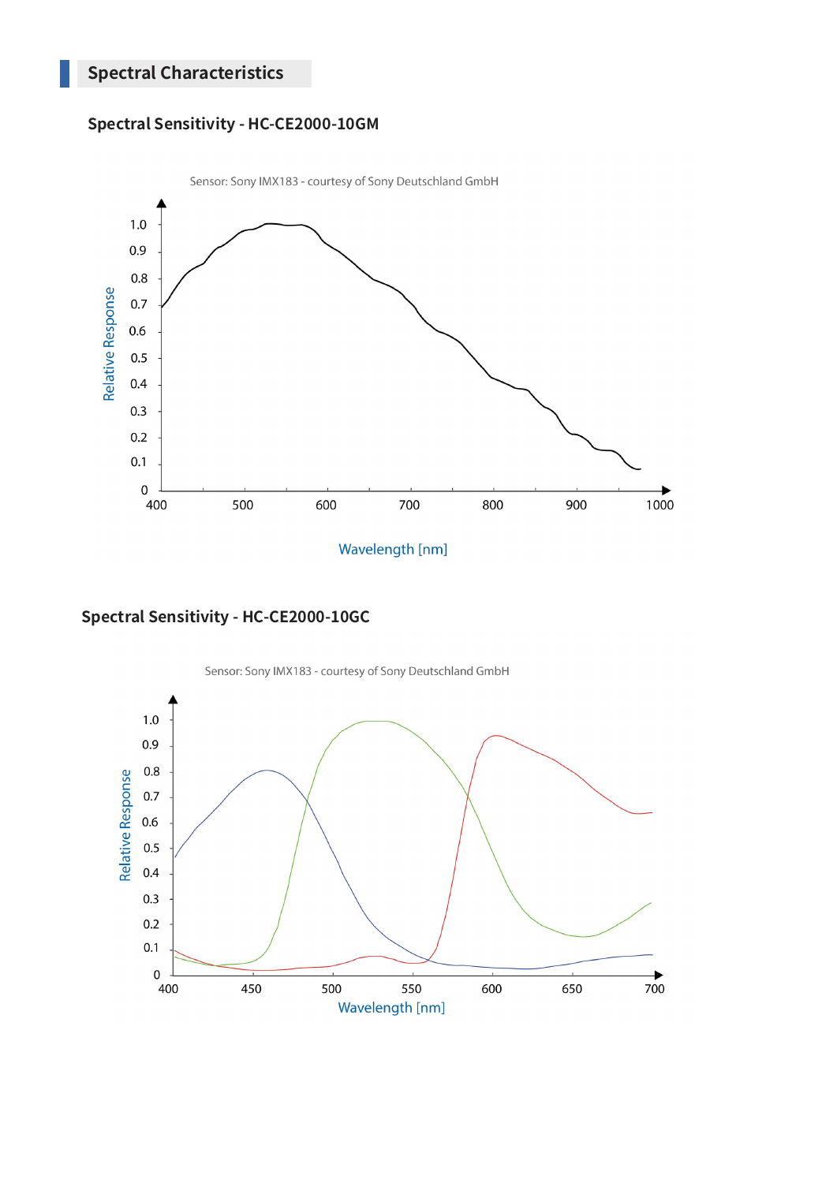## Spectral Characteristics

### Spectral Sensitivity - HC-CE2000-10GM

Sensor: Sony IMX183 - courtesy of Sony Deutschland GmbH

### Spectral Sensitivity - HC-CE2000-10GC

Sensor: Sony IMX183 - courtesy of Sony Deutschland GmbH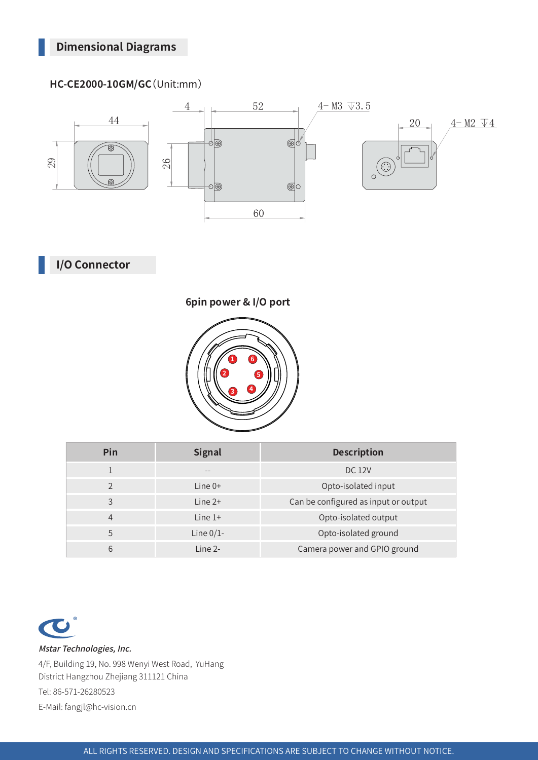## Dimensional Diagrams

**HC-CE2000-10GM/GC** (Unit:mm)

44
29
4
52
4- M3 ↧3.5
26
60
20
4- M2 ↧4

## I/O Connector

**6pin power & I/O port**

1
6
2
5
3
4

| Pin | Signal | Description |
|---|---|---|
| 1 | -- | DC 12V |
| 2 | Line 0+ | Opto-isolated input |
| 3 | Line 2+ | Can be configured as input or output |
| 4 | Line 1+ | Opto-isolated output |
| 5 | Line 0/1- | Opto-isolated ground |
| 6 | Line 2- | Camera power and GPIO ground |

*Mstar Technologies, Inc.*

4/F, Building 19, No. 998 Wenyi West Road, YuHang District Hangzhou Zhejiang 311121 China

Tel: 86-571-26280523

E-Mail: fangjl@hc-vision.cn

ALL RIGHTS RESERVED. DESIGN AND SPECIFICATIONS ARE SUBJECT TO CHANGE WITHOUT NOTICE.